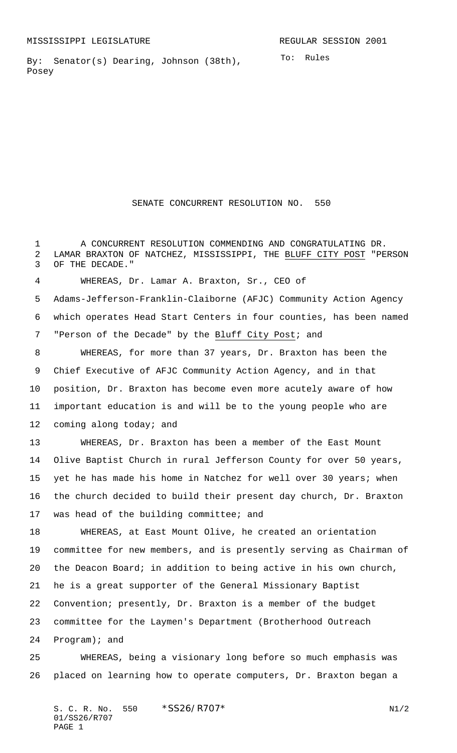MISSISSIPPI LEGISLATURE REGULAR SESSION 2001

By: Senator(s) Dearing, Johnson (38th), Posey

To: Rules

# SENATE CONCURRENT RESOLUTION NO. 550

A CONCURRENT RESOLUTION COMMENDING AND CONGRATULATING DR. LAMAR BRAXTON OF NATCHEZ, MISSISSIPPI, THE BLUFF CITY POST "PERSON OF THE DECADE."

WHEREAS, Dr. Lamar A. Braxton, Sr., CEO of Adams-Jefferson-Franklin-Claiborne (AFJC) Community Action Agency which operates Head Start Centers in four counties, has been named "Person of the Decade" by the Bluff City Post; and

WHEREAS, for more than 37 years, Dr. Braxton has been the Chief Executive of AFJC Community Action Agency, and in that position, Dr. Braxton has become even more acutely aware of how important education is and will be to the young people who are coming along today; and

WHEREAS, Dr. Braxton has been a member of the East Mount Olive Baptist Church in rural Jefferson County for over 50 years, yet he has made his home in Natchez for well over 30 years; when the church decided to build their present day church, Dr. Braxton was head of the building committee; and

WHEREAS, at East Mount Olive, he created an orientation committee for new members, and is presently serving as Chairman of the Deacon Board; in addition to being active in his own church, he is a great supporter of the General Missionary Baptist Convention; presently, Dr. Braxton is a member of the budget committee for the Laymen's Department (Brotherhood Outreach Program); and

WHEREAS, being a visionary long before so much emphasis was placed on learning how to operate computers, Dr. Braxton began a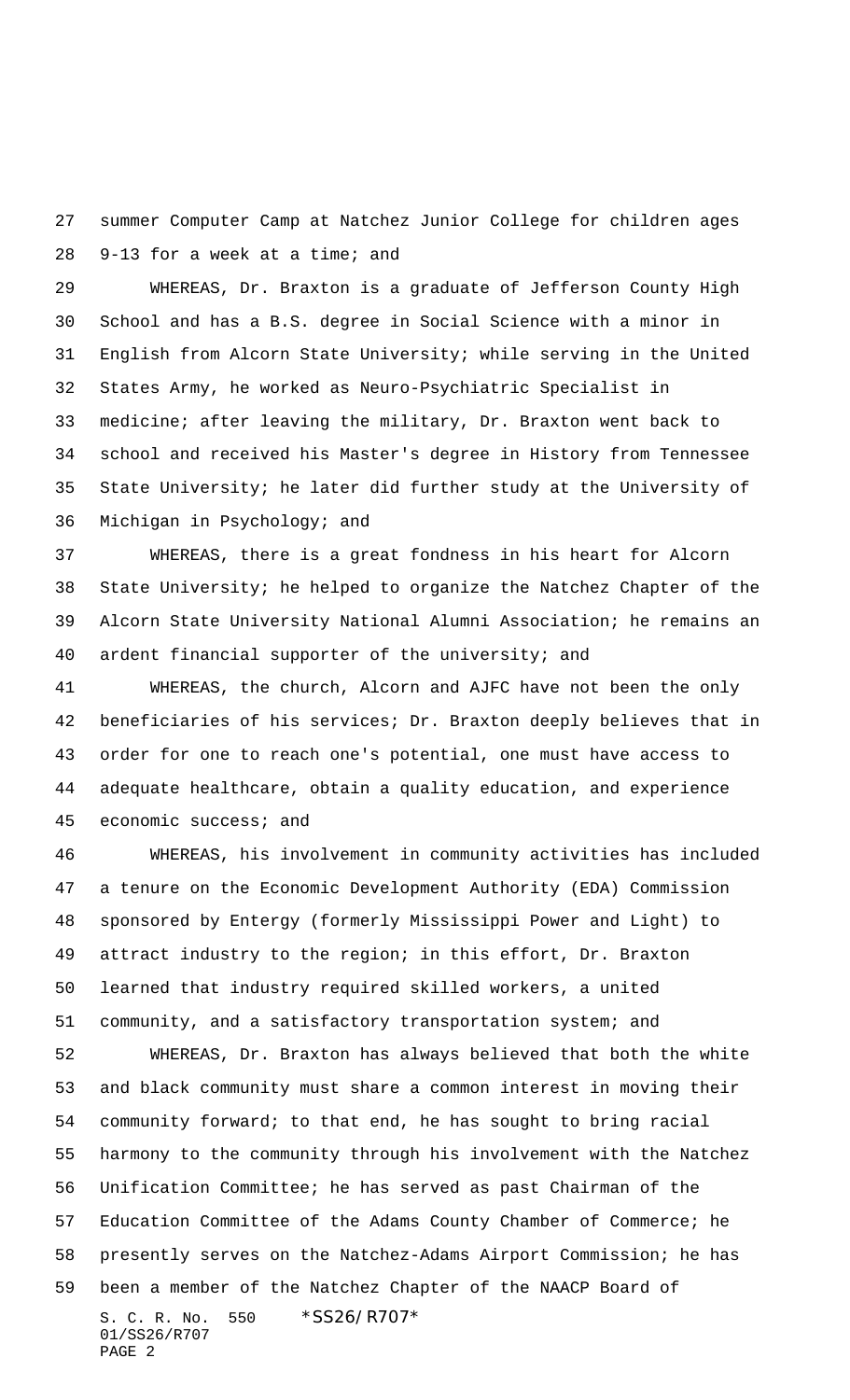summer Computer Camp at Natchez Junior College for children ages 9-13 for a week at a time; and

WHEREAS, Dr. Braxton is a graduate of Jefferson County High School and has a B.S. degree in Social Science with a minor in English from Alcorn State University; while serving in the United States Army, he worked as Neuro-Psychiatric Specialist in medicine; after leaving the military, Dr. Braxton went back to school and received his Master's degree in History from Tennessee State University; he later did further study at the University of Michigan in Psychology; and

WHEREAS, there is a great fondness in his heart for Alcorn State University; he helped to organize the Natchez Chapter of the Alcorn State University National Alumni Association; he remains an ardent financial supporter of the university; and

WHEREAS, the church, Alcorn and AJFC have not been the only beneficiaries of his services; Dr. Braxton deeply believes that in order for one to reach one's potential, one must have access to adequate healthcare, obtain a quality education, and experience economic success; and

WHEREAS, his involvement in community activities has included a tenure on the Economic Development Authority (EDA) Commission sponsored by Entergy (formerly Mississippi Power and Light) to attract industry to the region; in this effort, Dr. Braxton learned that industry required skilled workers, a united community, and a satisfactory transportation system; and

WHEREAS, Dr. Braxton has always believed that both the white and black community must share a common interest in moving their community forward; to that end, he has sought to bring racial harmony to the community through his involvement with the Natchez Unification Committee; he has served as past Chairman of the Education Committee of the Adams County Chamber of Commerce; he presently serves on the Natchez-Adams Airport Commission; he has been a member of the Natchez Chapter of the NAACP Board of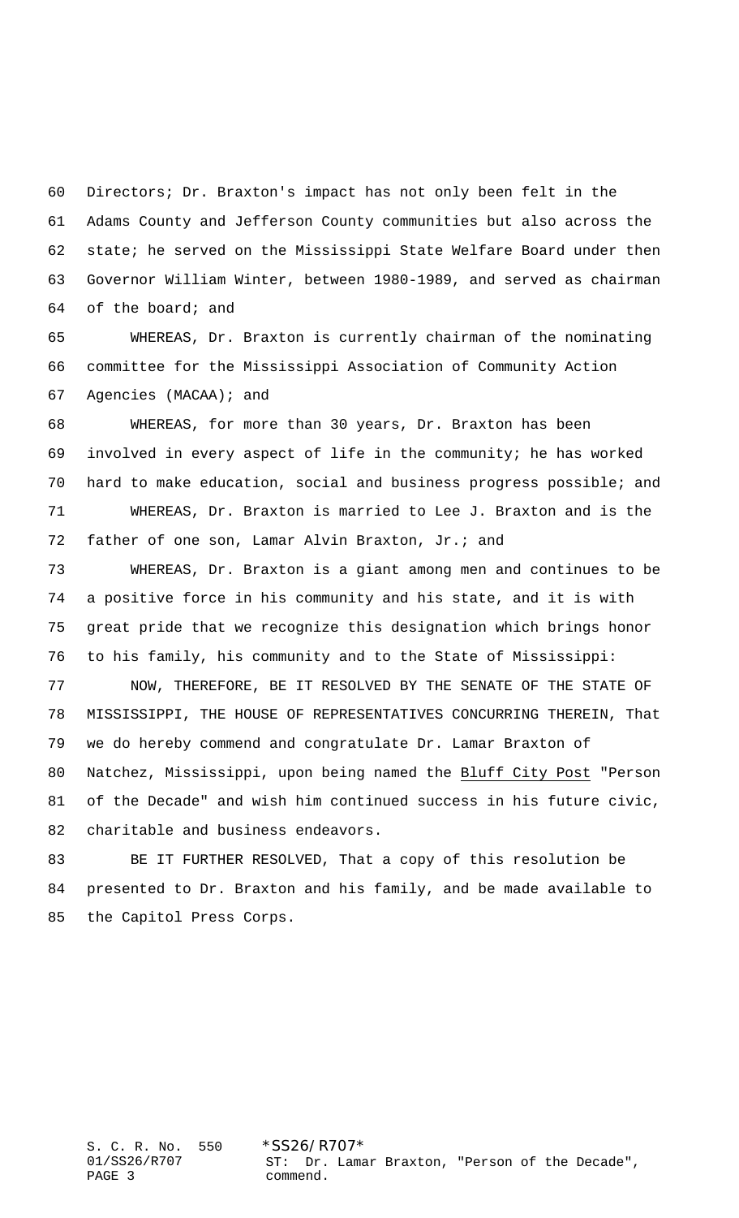Directors; Dr. Braxton's impact has not only been felt in the Adams County and Jefferson County communities but also across the state; he served on the Mississippi State Welfare Board under then Governor William Winter, between 1980-1989, and served as chairman of the board; and

WHEREAS, Dr. Braxton is currently chairman of the nominating committee for the Mississippi Association of Community Action Agencies (MACAA); and

WHEREAS, for more than 30 years, Dr. Braxton has been involved in every aspect of life in the community; he has worked hard to make education, social and business progress possible; and

WHEREAS, Dr. Braxton is married to Lee J. Braxton and is the father of one son, Lamar Alvin Braxton, Jr.; and

WHEREAS, Dr. Braxton is a giant among men and continues to be a positive force in his community and his state, and it is with great pride that we recognize this designation which brings honor to his family, his community and to the State of Mississippi:

NOW, THEREFORE, BE IT RESOLVED BY THE SENATE OF THE STATE OF MISSISSIPPI, THE HOUSE OF REPRESENTATIVES CONCURRING THEREIN, That we do hereby commend and congratulate Dr. Lamar Braxton of Natchez, Mississippi, upon being named the Bluff City Post "Person of the Decade" and wish him continued success in his future civic, charitable and business endeavors.

BE IT FURTHER RESOLVED, That a copy of this resolution be presented to Dr. Braxton and his family, and be made available to the Capitol Press Corps.